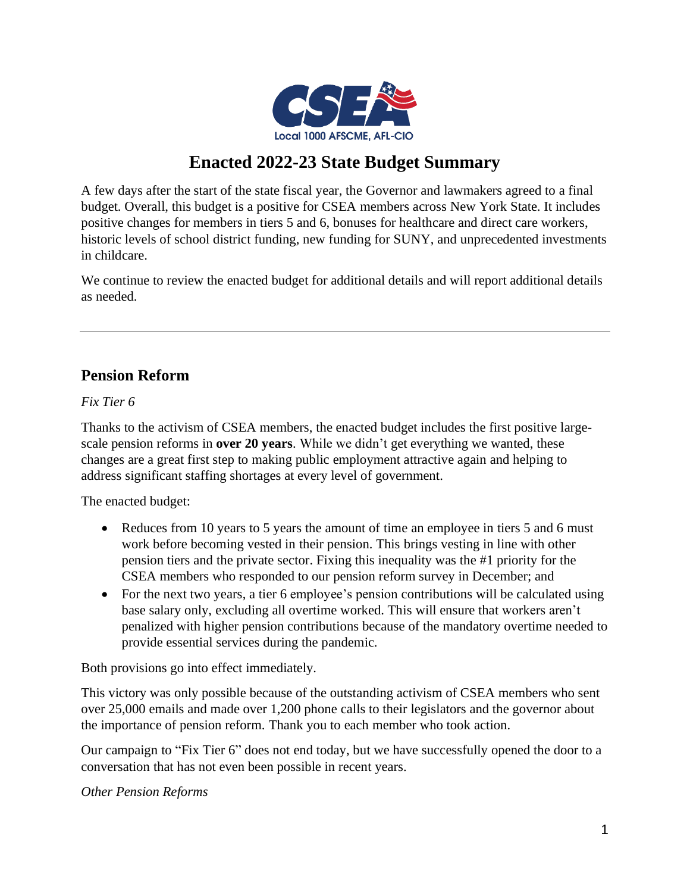# Enacted 2022-23 State Budget Summary

A few days after the start of the state fiscal year, the Governor and lawmakers agreed to a final budget. Overall, this budget is a positive for CSEA members across New York State. It includes positive changes for members in tiers 5 and 6, bonuses for healthcare and direct care workers, historic levels of school district funding, new funding for SUNY, and unprecedented investments in childcare.

We continue to review the enacted budget for additional details and will report additional details as needed.

---

## Pension Reform

*Fix Tier 6*

Thanks to the activism of CSEA members, the enacted budget includes the first positive large-scale pension reforms in **over 20 years**. While we didn't get everything we wanted, these changes are a great first step to making public employment attractive again and helping to address significant staffing shortages at every level of government.

The enacted budget:

- Reduces from 10 years to 5 years the amount of time an employee in tiers 5 and 6 must work before becoming vested in their pension. This brings vesting in line with other pension tiers and the private sector. Fixing this inequality was the #1 priority for the CSEA members who responded to our pension reform survey in December; and
- For the next two years, a tier 6 employee's pension contributions will be calculated using base salary only, excluding all overtime worked. This will ensure that workers aren't penalized with higher pension contributions because of the mandatory overtime needed to provide essential services during the pandemic.

Both provisions go into effect immediately.

This victory was only possible because of the outstanding activism of CSEA members who sent over 25,000 emails and made over 1,200 phone calls to their legislators and the governor about the importance of pension reform. Thank you to each member who took action.

Our campaign to "Fix Tier 6" does not end today, but we have successfully opened the door to a conversation that has not even been possible in recent years.

*Other Pension Reforms*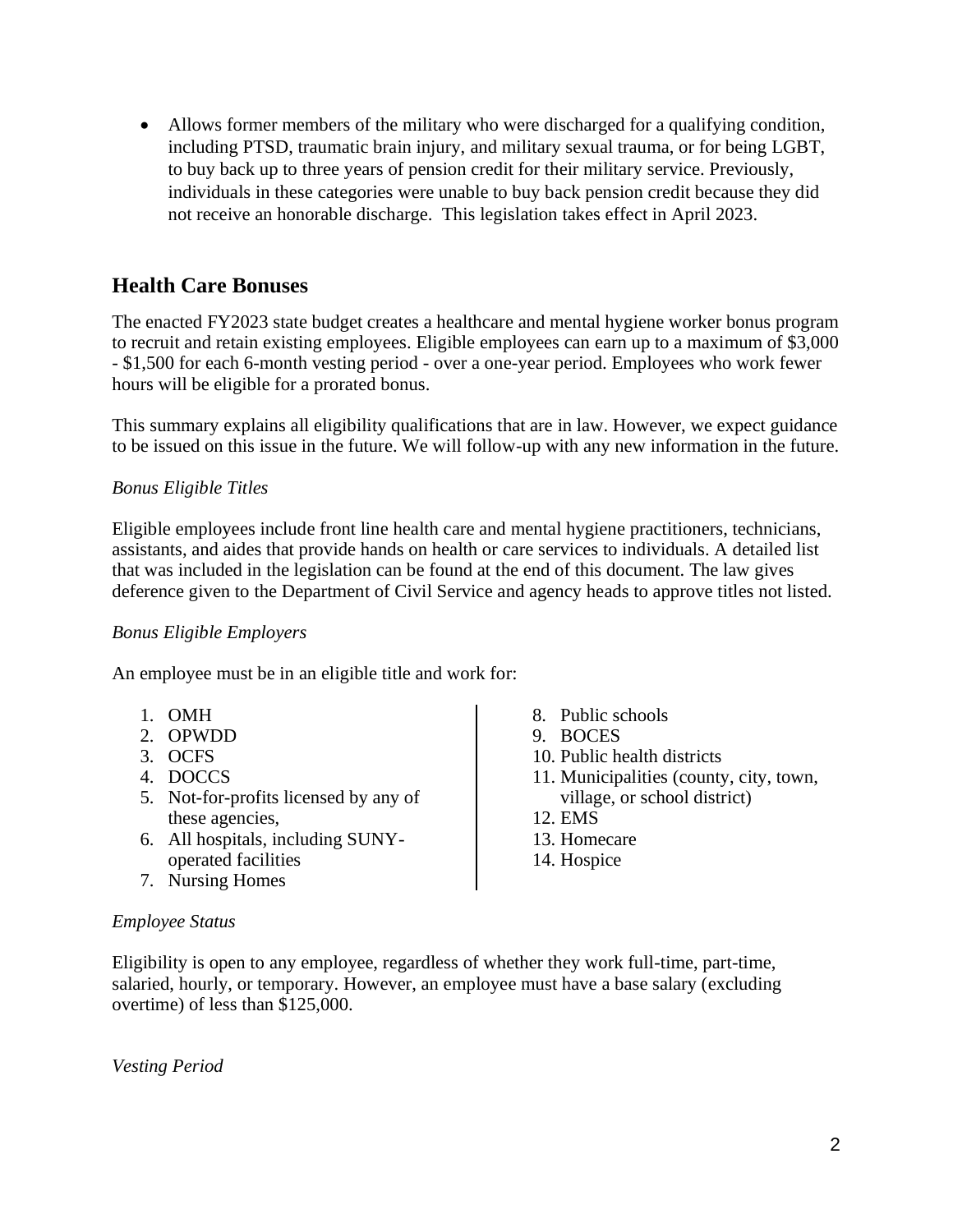- Allows former members of the military who were discharged for a qualifying condition, including PTSD, traumatic brain injury, and military sexual trauma, or for being LGBT, to buy back up to three years of pension credit for their military service. Previously, individuals in these categories were unable to buy back pension credit because they did not receive an honorable discharge. This legislation takes effect in April 2023.

## Health Care Bonuses

The enacted FY2023 state budget creates a healthcare and mental hygiene worker bonus program to recruit and retain existing employees. Eligible employees can earn up to a maximum of $3,000 - $1,500 for each 6-month vesting period - over a one-year period. Employees who work fewer hours will be eligible for a prorated bonus.

This summary explains all eligibility qualifications that are in law. However, we expect guidance to be issued on this issue in the future. We will follow-up with any new information in the future.

*Bonus Eligible Titles*

Eligible employees include front line health care and mental hygiene practitioners, technicians, assistants, and aides that provide hands on health or care services to individuals. A detailed list that was included in the legislation can be found at the end of this document. The law gives deference given to the Department of Civil Service and agency heads to approve titles not listed.

*Bonus Eligible Employers*

An employee must be in an eligible title and work for:

1. OMH
2. OPWDD
3. OCFS
4. DOCCS
5. Not-for-profits licensed by any of these agencies,
6. All hospitals, including SUNY-operated facilities
7. Nursing Homes
8. Public schools
9. BOCES
10. Public health districts
11. Municipalities (county, city, town, village, or school district)
12. EMS
13. Homecare
14. Hospice

*Employee Status*

Eligibility is open to any employee, regardless of whether they work full-time, part-time, salaried, hourly, or temporary. However, an employee must have a base salary (excluding overtime) of less than $125,000.

*Vesting Period*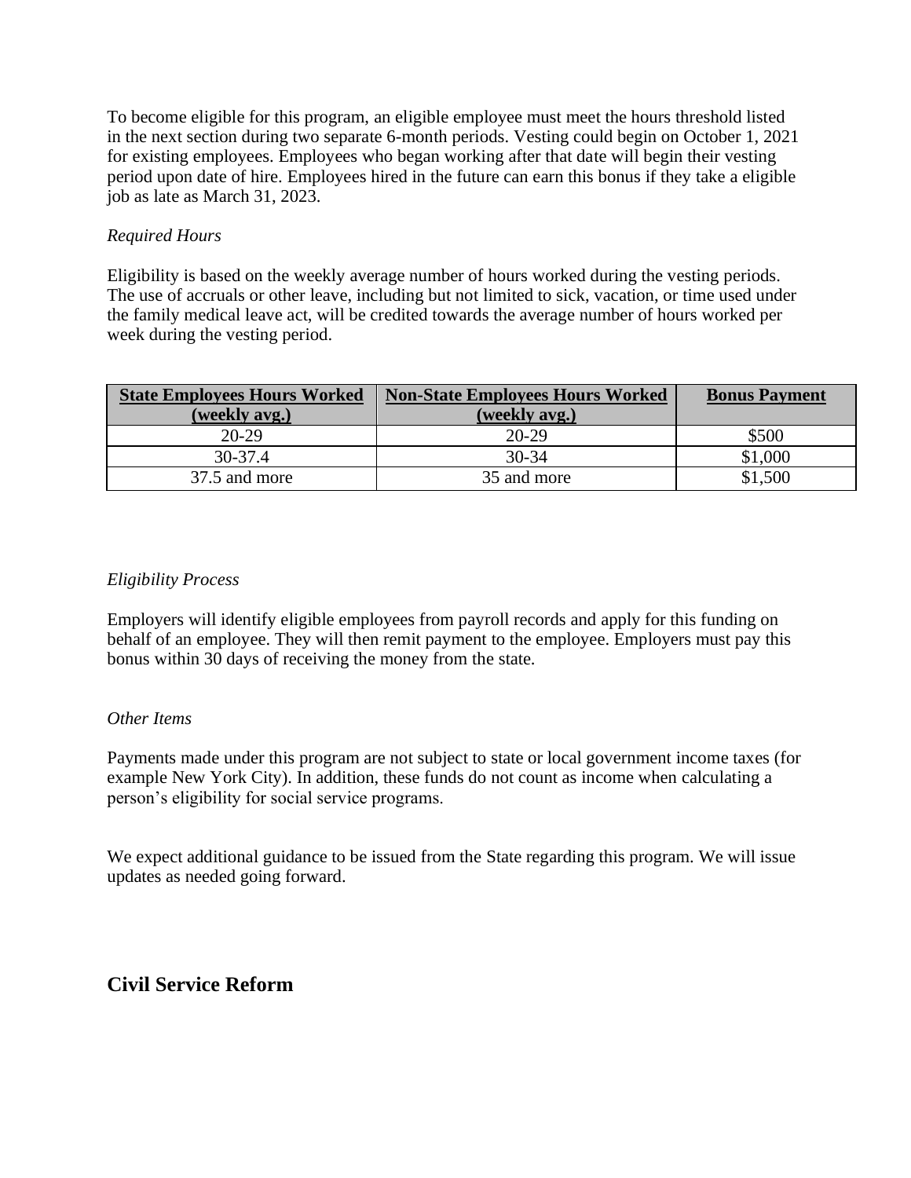To become eligible for this program, an eligible employee must meet the hours threshold listed in the next section during two separate 6-month periods. Vesting could begin on October 1, 2021 for existing employees. Employees who began working after that date will begin their vesting period upon date of hire. Employees hired in the future can earn this bonus if they take a eligible job as late as March 31, 2023.

*Required Hours*

Eligibility is based on the weekly average number of hours worked during the vesting periods. The use of accruals or other leave, including but not limited to sick, vacation, or time used under the family medical leave act, will be credited towards the average number of hours worked per week during the vesting period.

| State Employees Hours Worked (weekly avg.) | Non-State Employees Hours Worked (weekly avg.) | Bonus Payment |
|---|---|---|
| 20-29 | 20-29 | $500 |
| 30-37.4 | 30-34 | $1,000 |
| 37.5 and more | 35 and more | $1,500 |

*Eligibility Process*

Employers will identify eligible employees from payroll records and apply for this funding on behalf of an employee. They will then remit payment to the employee. Employers must pay this bonus within 30 days of receiving the money from the state.

*Other Items*

Payments made under this program are not subject to state or local government income taxes (for example New York City). In addition, these funds do not count as income when calculating a person's eligibility for social service programs.

We expect additional guidance to be issued from the State regarding this program. We will issue updates as needed going forward.

## Civil Service Reform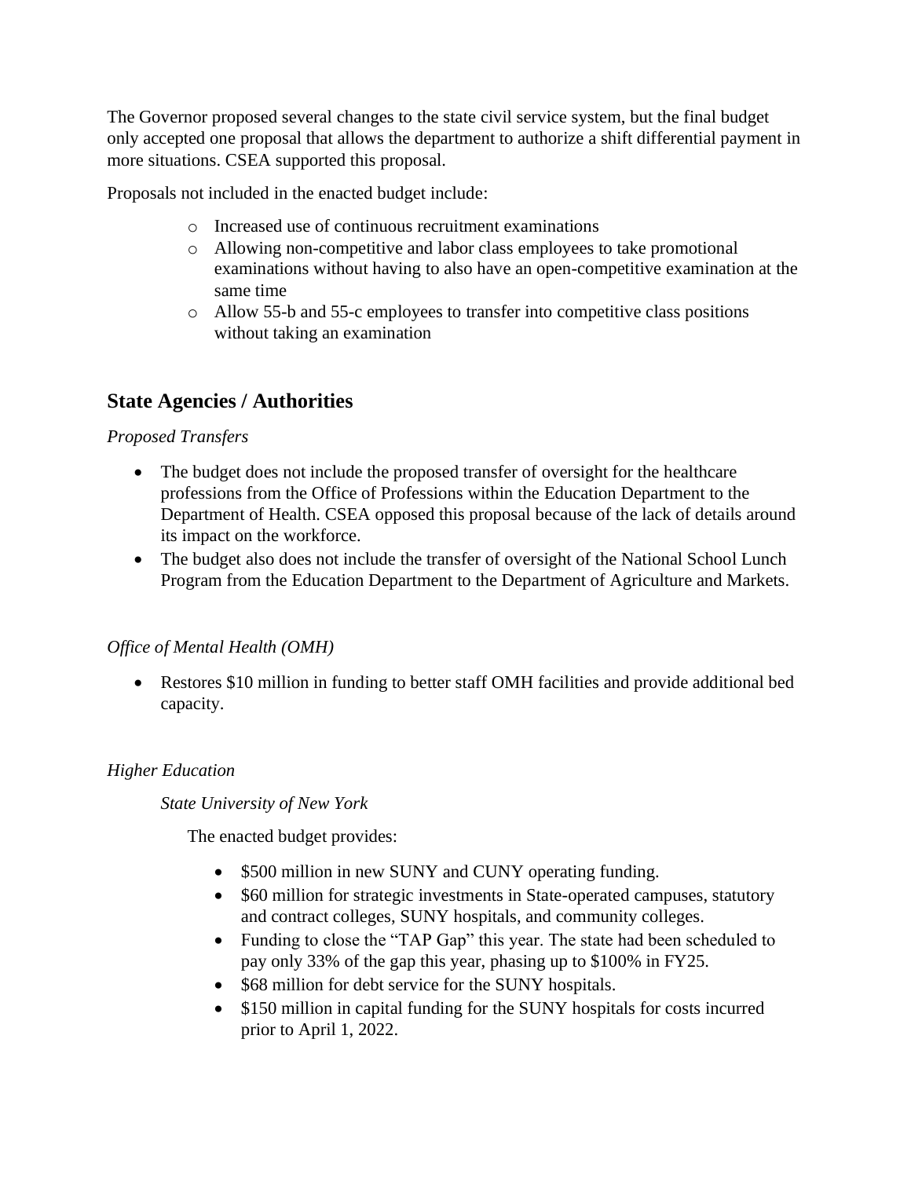The Governor proposed several changes to the state civil service system, but the final budget only accepted one proposal that allows the department to authorize a shift differential payment in more situations. CSEA supported this proposal.

Proposals not included in the enacted budget include:

- Increased use of continuous recruitment examinations
- Allowing non-competitive and labor class employees to take promotional examinations without having to also have an open-competitive examination at the same time
- Allow 55-b and 55-c employees to transfer into competitive class positions without taking an examination

## State Agencies / Authorities

*Proposed Transfers*

- The budget does not include the proposed transfer of oversight for the healthcare professions from the Office of Professions within the Education Department to the Department of Health. CSEA opposed this proposal because of the lack of details around its impact on the workforce.
- The budget also does not include the transfer of oversight of the National School Lunch Program from the Education Department to the Department of Agriculture and Markets.

*Office of Mental Health (OMH)*

- Restores $10 million in funding to better staff OMH facilities and provide additional bed capacity.

*Higher Education*

*State University of New York*

The enacted budget provides:

- $500 million in new SUNY and CUNY operating funding.
- $60 million for strategic investments in State-operated campuses, statutory and contract colleges, SUNY hospitals, and community colleges.
- Funding to close the "TAP Gap" this year. The state had been scheduled to pay only 33% of the gap this year, phasing up to $100% in FY25.
- $68 million for debt service for the SUNY hospitals.
- $150 million in capital funding for the SUNY hospitals for costs incurred prior to April 1, 2022.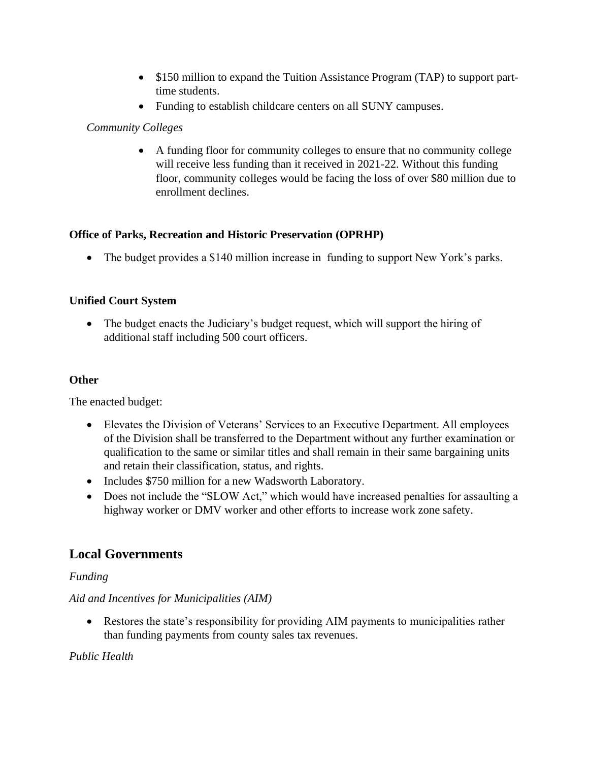- $150 million to expand the Tuition Assistance Program (TAP) to support part-time students.
- Funding to establish childcare centers on all SUNY campuses.

*Community Colleges*

- A funding floor for community colleges to ensure that no community college will receive less funding than it received in 2021-22. Without this funding floor, community colleges would be facing the loss of over $80 million due to enrollment declines.

**Office of Parks, Recreation and Historic Preservation (OPRHP)**

- The budget provides a $140 million increase in funding to support New York's parks.

**Unified Court System**

- The budget enacts the Judiciary's budget request, which will support the hiring of additional staff including 500 court officers.

**Other**

The enacted budget:

- Elevates the Division of Veterans' Services to an Executive Department. All employees of the Division shall be transferred to the Department without any further examination or qualification to the same or similar titles and shall remain in their same bargaining units and retain their classification, status, and rights.
- Includes $750 million for a new Wadsworth Laboratory.
- Does not include the "SLOW Act," which would have increased penalties for assaulting a highway worker or DMV worker and other efforts to increase work zone safety.

## Local Governments

*Funding*

*Aid and Incentives for Municipalities (AIM)*

- Restores the state's responsibility for providing AIM payments to municipalities rather than funding payments from county sales tax revenues.

*Public Health*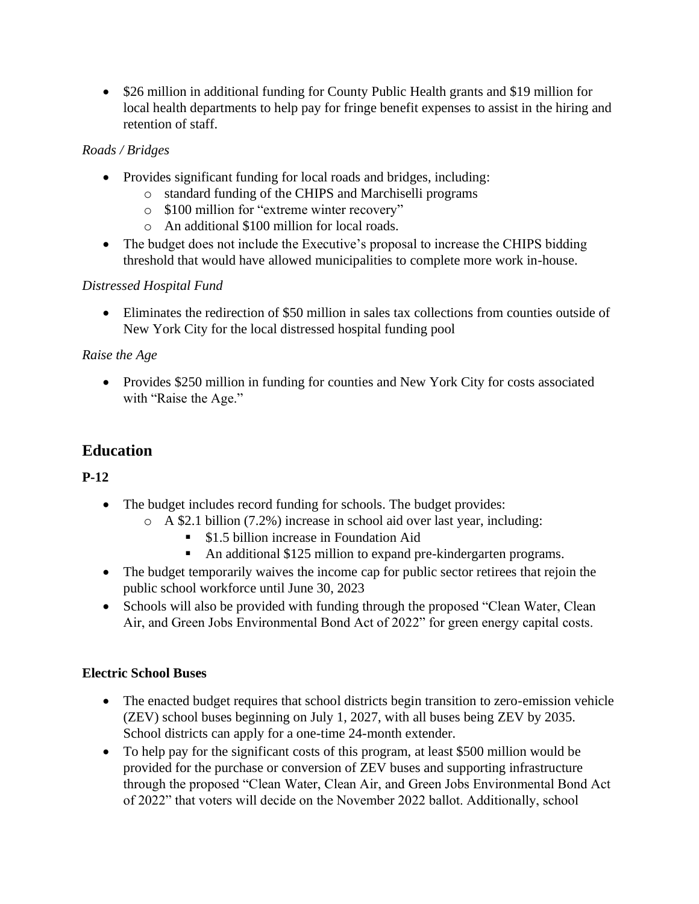- $26 million in additional funding for County Public Health grants and $19 million for local health departments to help pay for fringe benefit expenses to assist in the hiring and retention of staff.

*Roads / Bridges*

- Provides significant funding for local roads and bridges, including:
  - standard funding of the CHIPS and Marchiselli programs
  - $100 million for "extreme winter recovery"
  - An additional $100 million for local roads.
- The budget does not include the Executive's proposal to increase the CHIPS bidding threshold that would have allowed municipalities to complete more work in-house.

*Distressed Hospital Fund*

- Eliminates the redirection of $50 million in sales tax collections from counties outside of New York City for the local distressed hospital funding pool

*Raise the Age*

- Provides $250 million in funding for counties and New York City for costs associated with "Raise the Age."

## Education

### P-12

- The budget includes record funding for schools. The budget provides:
  - A $2.1 billion (7.2%) increase in school aid over last year, including:
    - $1.5 billion increase in Foundation Aid
    - An additional $125 million to expand pre-kindergarten programs.
- The budget temporarily waives the income cap for public sector retirees that rejoin the public school workforce until June 30, 2023
- Schools will also be provided with funding through the proposed "Clean Water, Clean Air, and Green Jobs Environmental Bond Act of 2022" for green energy capital costs.

### Electric School Buses

- The enacted budget requires that school districts begin transition to zero-emission vehicle (ZEV) school buses beginning on July 1, 2027, with all buses being ZEV by 2035. School districts can apply for a one-time 24-month extender.
- To help pay for the significant costs of this program, at least $500 million would be provided for the purchase or conversion of ZEV buses and supporting infrastructure through the proposed "Clean Water, Clean Air, and Green Jobs Environmental Bond Act of 2022" that voters will decide on the November 2022 ballot. Additionally, school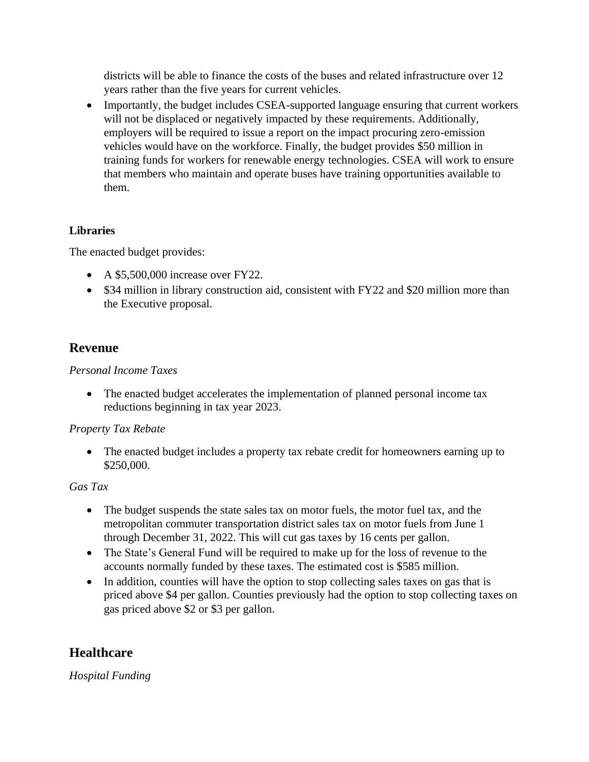districts will be able to finance the costs of the buses and related infrastructure over 12 years rather than the five years for current vehicles.

- Importantly, the budget includes CSEA-supported language ensuring that current workers will not be displaced or negatively impacted by these requirements. Additionally, employers will be required to issue a report on the impact procuring zero-emission vehicles would have on the workforce. Finally, the budget provides $50 million in training funds for workers for renewable energy technologies. CSEA will work to ensure that members who maintain and operate buses have training opportunities available to them.

**Libraries**

The enacted budget provides:

- A $5,500,000 increase over FY22.
- $34 million in library construction aid, consistent with FY22 and $20 million more than the Executive proposal.

## Revenue

*Personal Income Taxes*

- The enacted budget accelerates the implementation of planned personal income tax reductions beginning in tax year 2023.

*Property Tax Rebate*

- The enacted budget includes a property tax rebate credit for homeowners earning up to $250,000.

*Gas Tax*

- The budget suspends the state sales tax on motor fuels, the motor fuel tax, and the metropolitan commuter transportation district sales tax on motor fuels from June 1 through December 31, 2022. This will cut gas taxes by 16 cents per gallon.
- The State's General Fund will be required to make up for the loss of revenue to the accounts normally funded by these taxes. The estimated cost is $585 million.
- In addition, counties will have the option to stop collecting sales taxes on gas that is priced above $4 per gallon. Counties previously had the option to stop collecting taxes on gas priced above $2 or $3 per gallon.

## Healthcare

*Hospital Funding*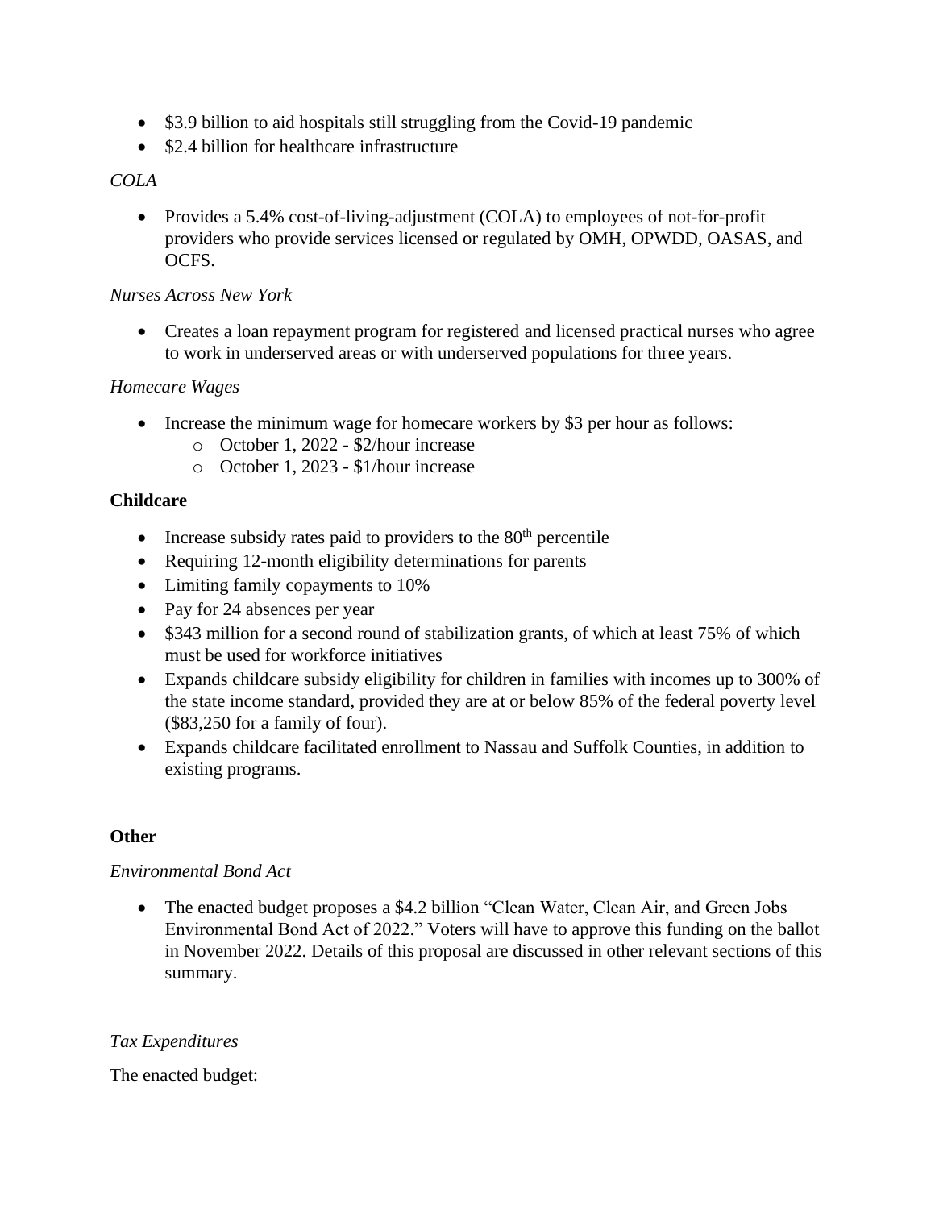- $3.9 billion to aid hospitals still struggling from the Covid-19 pandemic
- $2.4 billion for healthcare infrastructure

*COLA*

- Provides a 5.4% cost-of-living-adjustment (COLA) to employees of not-for-profit providers who provide services licensed or regulated by OMH, OPWDD, OASAS, and OCFS.

*Nurses Across New York*

- Creates a loan repayment program for registered and licensed practical nurses who agree to work in underserved areas or with underserved populations for three years.

*Homecare Wages*

- Increase the minimum wage for homecare workers by $3 per hour as follows:
  - October 1, 2022 - $2/hour increase
  - October 1, 2023 - $1/hour increase

**Childcare**

- Increase subsidy rates paid to providers to the 80th percentile
- Requiring 12-month eligibility determinations for parents
- Limiting family copayments to 10%
- Pay for 24 absences per year
- $343 million for a second round of stabilization grants, of which at least 75% of which must be used for workforce initiatives
- Expands childcare subsidy eligibility for children in families with incomes up to 300% of the state income standard, provided they are at or below 85% of the federal poverty level ($83,250 for a family of four).
- Expands childcare facilitated enrollment to Nassau and Suffolk Counties, in addition to existing programs.

**Other**

*Environmental Bond Act*

- The enacted budget proposes a $4.2 billion "Clean Water, Clean Air, and Green Jobs Environmental Bond Act of 2022." Voters will have to approve this funding on the ballot in November 2022. Details of this proposal are discussed in other relevant sections of this summary.

*Tax Expenditures*

The enacted budget: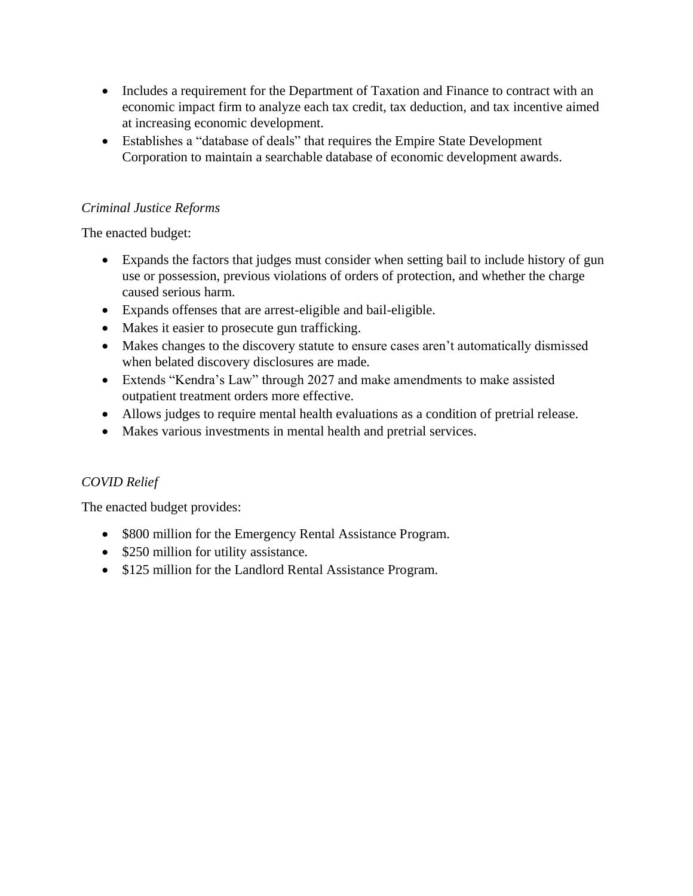- Includes a requirement for the Department of Taxation and Finance to contract with an economic impact firm to analyze each tax credit, tax deduction, and tax incentive aimed at increasing economic development.
- Establishes a "database of deals" that requires the Empire State Development Corporation to maintain a searchable database of economic development awards.

*Criminal Justice Reforms*

The enacted budget:

- Expands the factors that judges must consider when setting bail to include history of gun use or possession, previous violations of orders of protection, and whether the charge caused serious harm.
- Expands offenses that are arrest-eligible and bail-eligible.
- Makes it easier to prosecute gun trafficking.
- Makes changes to the discovery statute to ensure cases aren't automatically dismissed when belated discovery disclosures are made.
- Extends "Kendra's Law" through 2027 and make amendments to make assisted outpatient treatment orders more effective.
- Allows judges to require mental health evaluations as a condition of pretrial release.
- Makes various investments in mental health and pretrial services.

*COVID Relief*

The enacted budget provides:

- $800 million for the Emergency Rental Assistance Program.
- $250 million for utility assistance.
- $125 million for the Landlord Rental Assistance Program.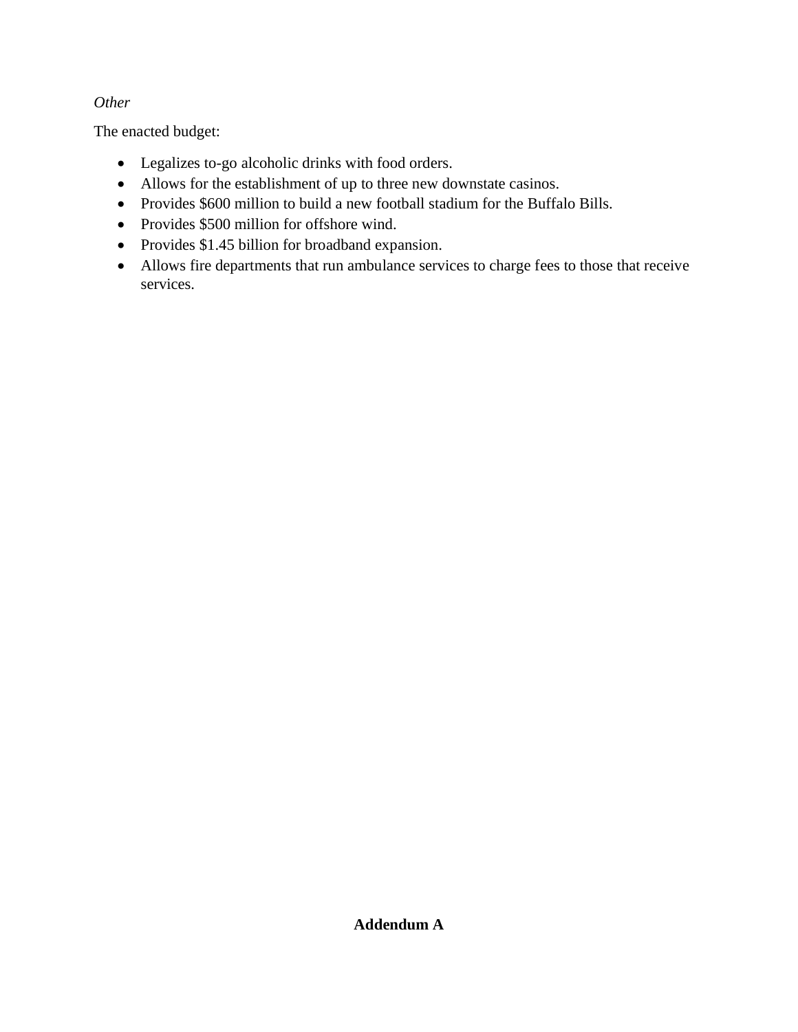*Other*

The enacted budget:

- Legalizes to-go alcoholic drinks with food orders.
- Allows for the establishment of up to three new downstate casinos.
- Provides $600 million to build a new football stadium for the Buffalo Bills.
- Provides $500 million for offshore wind.
- Provides $1.45 billion for broadband expansion.
- Allows fire departments that run ambulance services to charge fees to those that receive services.

**Addendum A**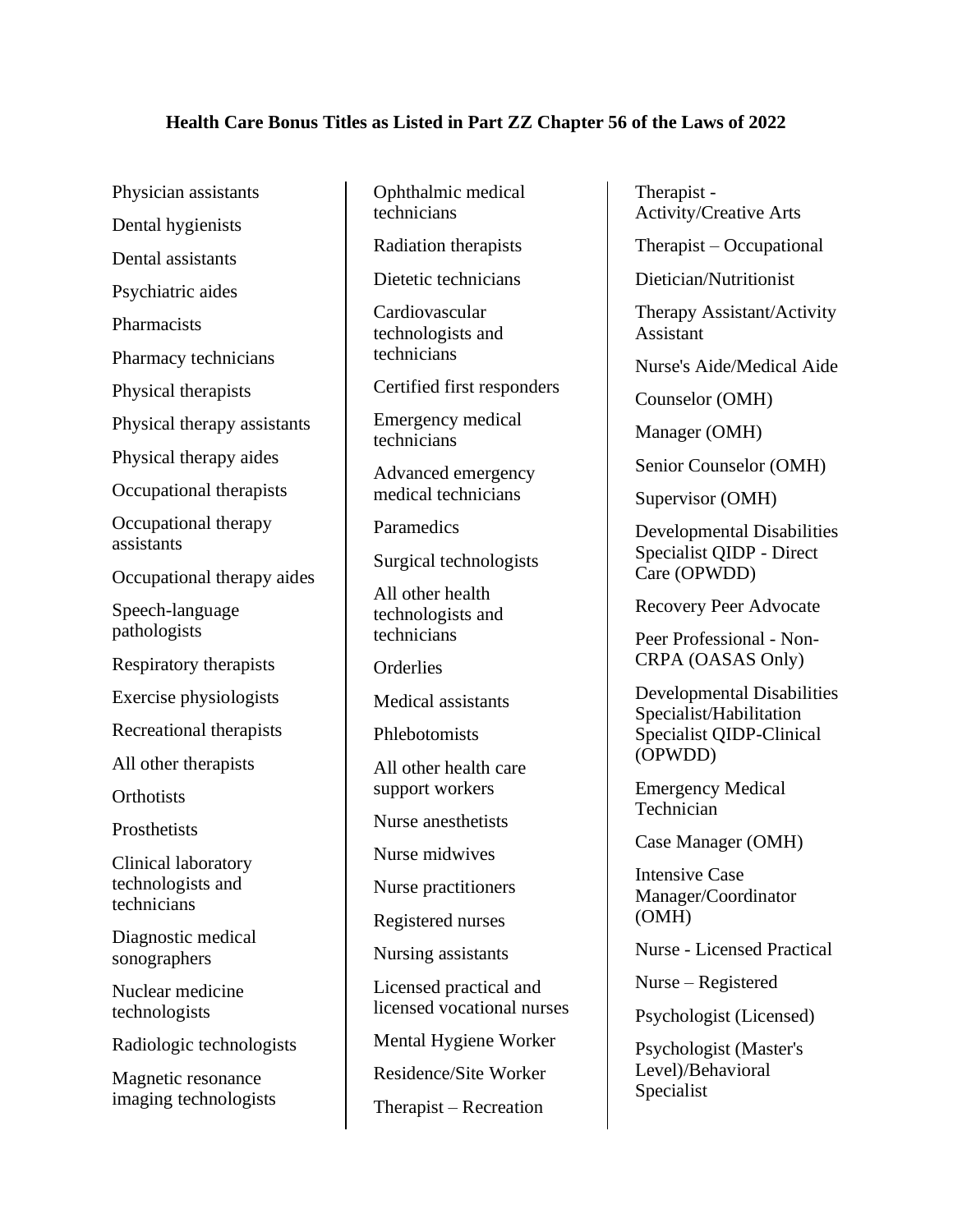**Health Care Bonus Titles as Listed in Part ZZ Chapter 56 of the Laws of 2022**

Physician assistants

Dental hygienists

Dental assistants

Psychiatric aides

Pharmacists

Pharmacy technicians

Physical therapists

Physical therapy assistants

Physical therapy aides

Occupational therapists

Occupational therapy assistants

Occupational therapy aides

Speech-language pathologists

Respiratory therapists

Exercise physiologists

Recreational therapists

All other therapists

Orthotists

Prosthetists

Clinical laboratory technologists and technicians

Diagnostic medical sonographers

Nuclear medicine technologists

Radiologic technologists

Magnetic resonance imaging technologists

Ophthalmic medical technicians

Radiation therapists

Dietetic technicians

Cardiovascular technologists and technicians

Certified first responders

Emergency medical technicians

Advanced emergency medical technicians

Paramedics

Surgical technologists

All other health technologists and technicians

Orderlies

Medical assistants

Phlebotomists

All other health care support workers

Nurse anesthetists

Nurse midwives

Nurse practitioners

Registered nurses

Nursing assistants

Licensed practical and licensed vocational nurses

Mental Hygiene Worker

Residence/Site Worker

Therapist – Recreation

Therapist - Activity/Creative Arts

Therapist – Occupational

Dietician/Nutritionist

Therapy Assistant/Activity Assistant

Nurse's Aide/Medical Aide

Counselor (OMH)

Manager (OMH)

Senior Counselor (OMH)

Supervisor (OMH)

Developmental Disabilities Specialist QIDP - Direct Care (OPWDD)

Recovery Peer Advocate

Peer Professional - Non-CRPA (OASAS Only)

Developmental Disabilities Specialist/Habilitation Specialist QIDP-Clinical (OPWDD)

Emergency Medical Technician

Case Manager (OMH)

Intensive Case Manager/Coordinator (OMH)

Nurse - Licensed Practical

Nurse – Registered

Psychologist (Licensed)

Psychologist (Master's Level)/Behavioral Specialist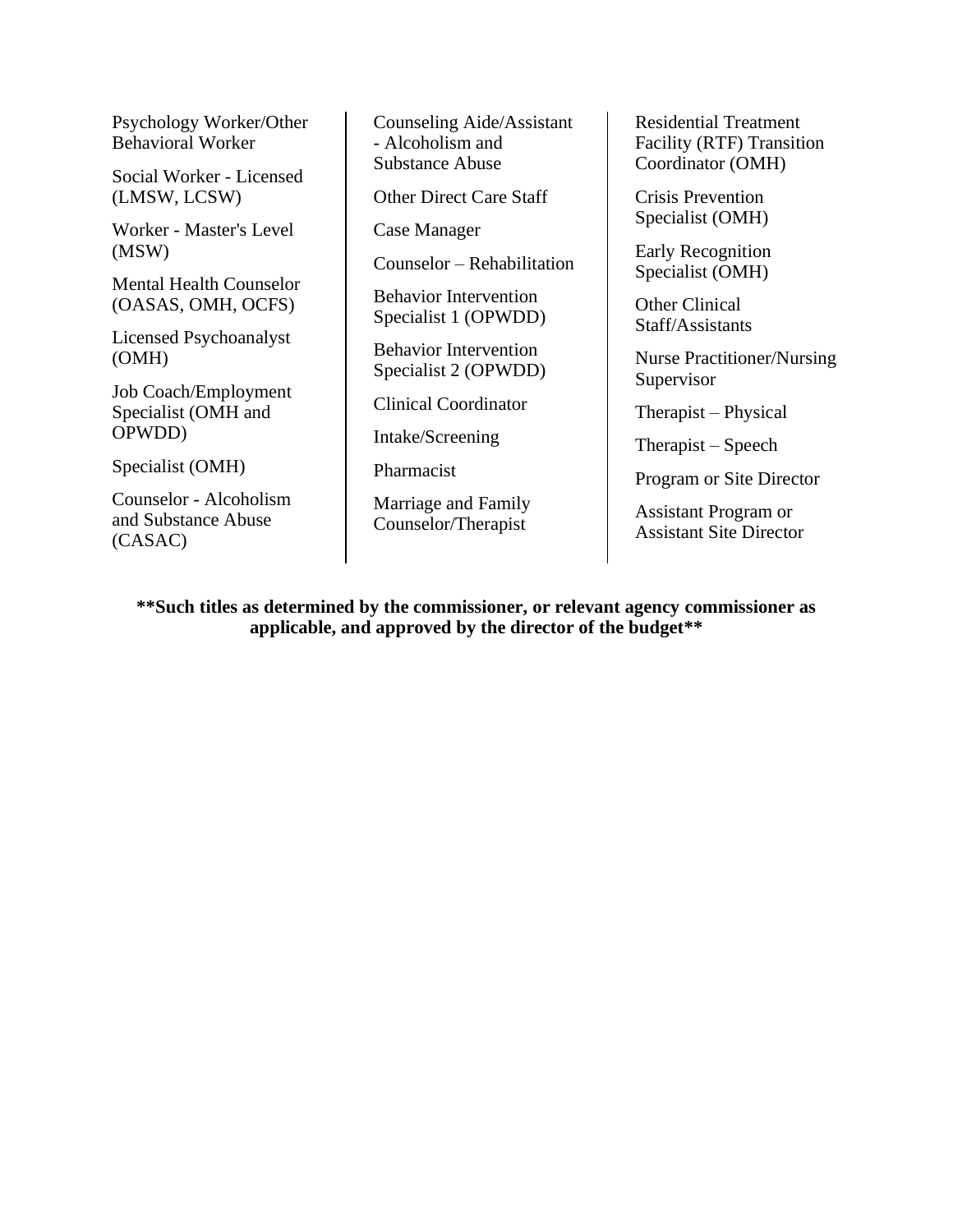Psychology Worker/Other Behavioral Worker

Social Worker - Licensed (LMSW, LCSW)

Worker - Master's Level (MSW)

Mental Health Counselor (OASAS, OMH, OCFS)

Licensed Psychoanalyst (OMH)

Job Coach/Employment Specialist (OMH and OPWDD)

Specialist (OMH)

Counselor - Alcoholism and Substance Abuse (CASAC)

Counseling Aide/Assistant - Alcoholism and Substance Abuse

Other Direct Care Staff

Case Manager

Counselor – Rehabilitation

Behavior Intervention Specialist 1 (OPWDD)

Behavior Intervention Specialist 2 (OPWDD)

Clinical Coordinator

Intake/Screening

Pharmacist

Marriage and Family Counselor/Therapist

Residential Treatment Facility (RTF) Transition Coordinator (OMH)

Crisis Prevention Specialist (OMH)

Early Recognition Specialist (OMH)

Other Clinical Staff/Assistants

Nurse Practitioner/Nursing Supervisor

Therapist – Physical

Therapist – Speech

Program or Site Director

Assistant Program or Assistant Site Director

**\*\*Such titles as determined by the commissioner, or relevant agency commissioner as applicable, and approved by the director of the budget\*\***